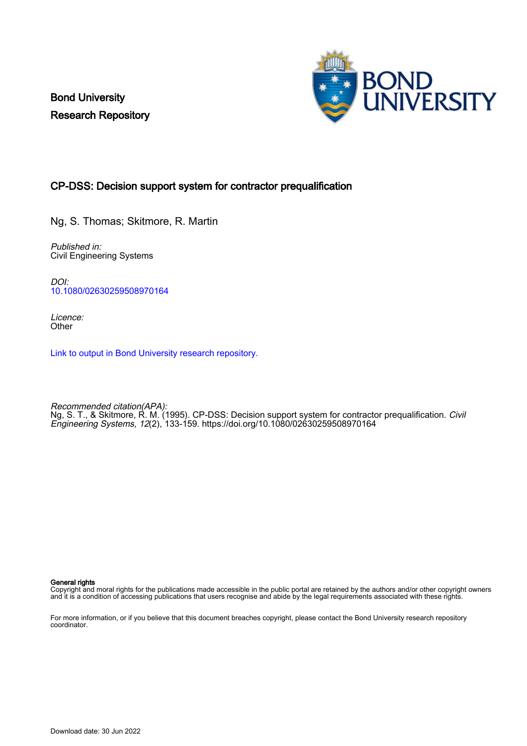Bond University
Research Repository

# CP-DSS: Decision support system for contractor prequalification

Ng, S. Thomas; Skitmore, R. Martin

*Published in:*
Civil Engineering Systems

*DOI:*
10.1080/02630259508970164

*Licence:*
Other

Link to output in Bond University research repository.

*Recommended citation(APA):*
Ng, S. T., & Skitmore, R. M. (1995). CP-DSS: Decision support system for contractor prequalification. *Civil Engineering Systems*, *12*(2), 133-159. https://doi.org/10.1080/02630259508970164

**General rights**
Copyright and moral rights for the publications made accessible in the public portal are retained by the authors and/or other copyright owners and it is a condition of accessing publications that users recognise and abide by the legal requirements associated with these rights.

For more information, or if you believe that this document breaches copyright, please contact the Bond University research repository coordinator.

Download date: 30 Jun 2022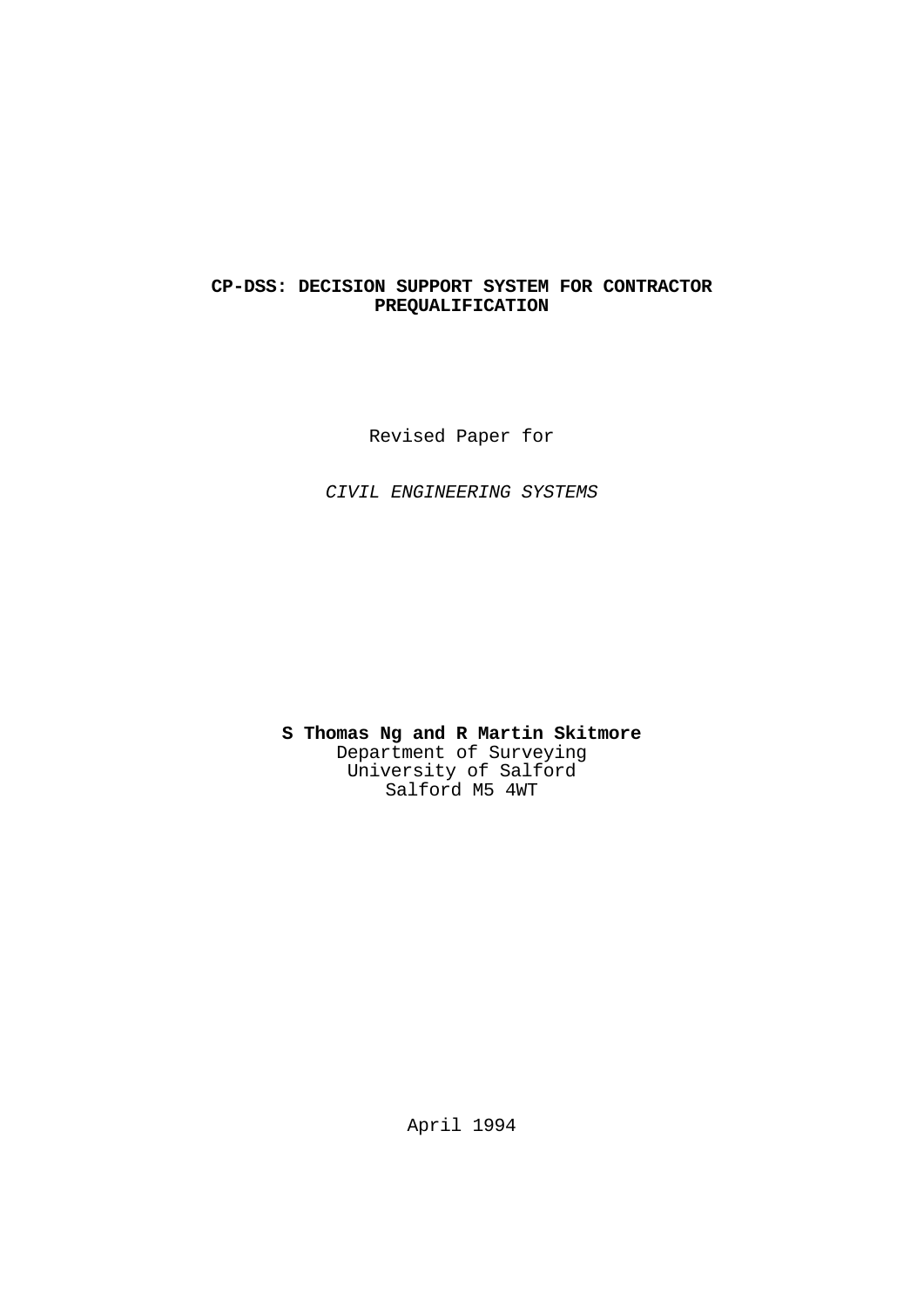**CP-DSS: DECISION SUPPORT SYSTEM FOR CONTRACTOR PREQUALIFICATION**

Revised Paper for

*CIVIL ENGINEERING SYSTEMS*

**S Thomas Ng and R Martin Skitmore**  
Department of Surveying  
University of Salford  
Salford M5 4WT

April 1994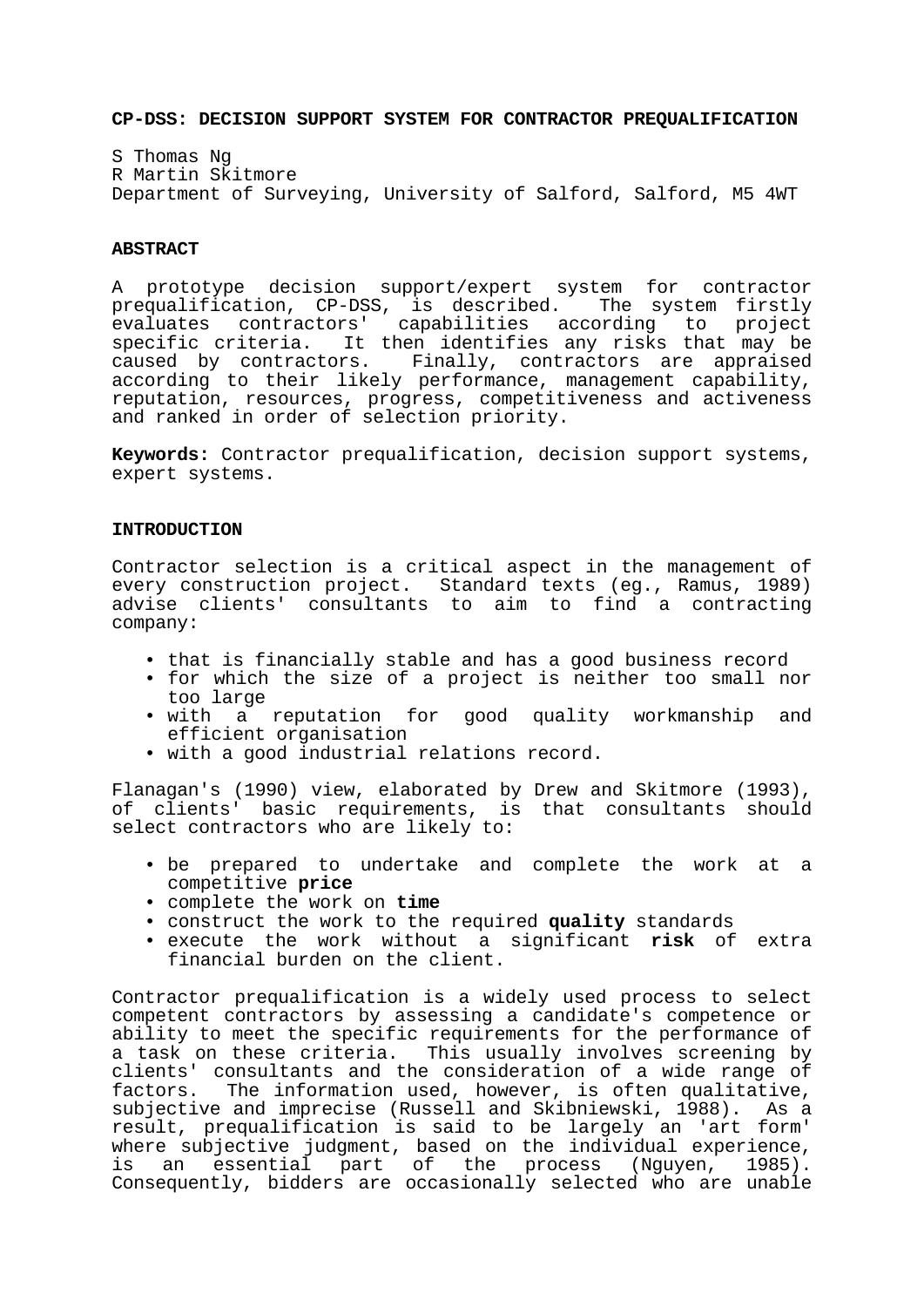**CP-DSS: DECISION SUPPORT SYSTEM FOR CONTRACTOR PREQUALIFICATION**

S Thomas Ng
R Martin Skitmore
Department of Surveying, University of Salford, Salford, M5 4WT

## ABSTRACT

A prototype decision support/expert system for contractor prequalification, CP-DSS, is described. The system firstly evaluates contractors' capabilities according to project specific criteria. It then identifies any risks that may be caused by contractors. Finally, contractors are appraised according to their likely performance, management capability, reputation, resources, progress, competitiveness and activeness and ranked in order of selection priority.

**Keywords:** Contractor prequalification, decision support systems, expert systems.

## INTRODUCTION

Contractor selection is a critical aspect in the management of every construction project. Standard texts (eg., Ramus, 1989) advise clients' consultants to aim to find a contracting company:

- that is financially stable and has a good business record
- for which the size of a project is neither too small nor too large
- with a reputation for good quality workmanship and efficient organisation
- with a good industrial relations record.

Flanagan's (1990) view, elaborated by Drew and Skitmore (1993), of clients' basic requirements, is that consultants should select contractors who are likely to:

- be prepared to undertake and complete the work at a competitive **price**
- complete the work on **time**
- construct the work to the required **quality** standards
- execute the work without a significant **risk** of extra financial burden on the client.

Contractor prequalification is a widely used process to select competent contractors by assessing a candidate's competence or ability to meet the specific requirements for the performance of a task on these criteria. This usually involves screening by clients' consultants and the consideration of a wide range of factors. The information used, however, is often qualitative, subjective and imprecise (Russell and Skibniewski, 1988). As a result, prequalification is said to be largely an 'art form' where subjective judgment, based on the individual experience, is an essential part of the process (Nguyen, 1985). Consequently, bidders are occasionally selected who are unable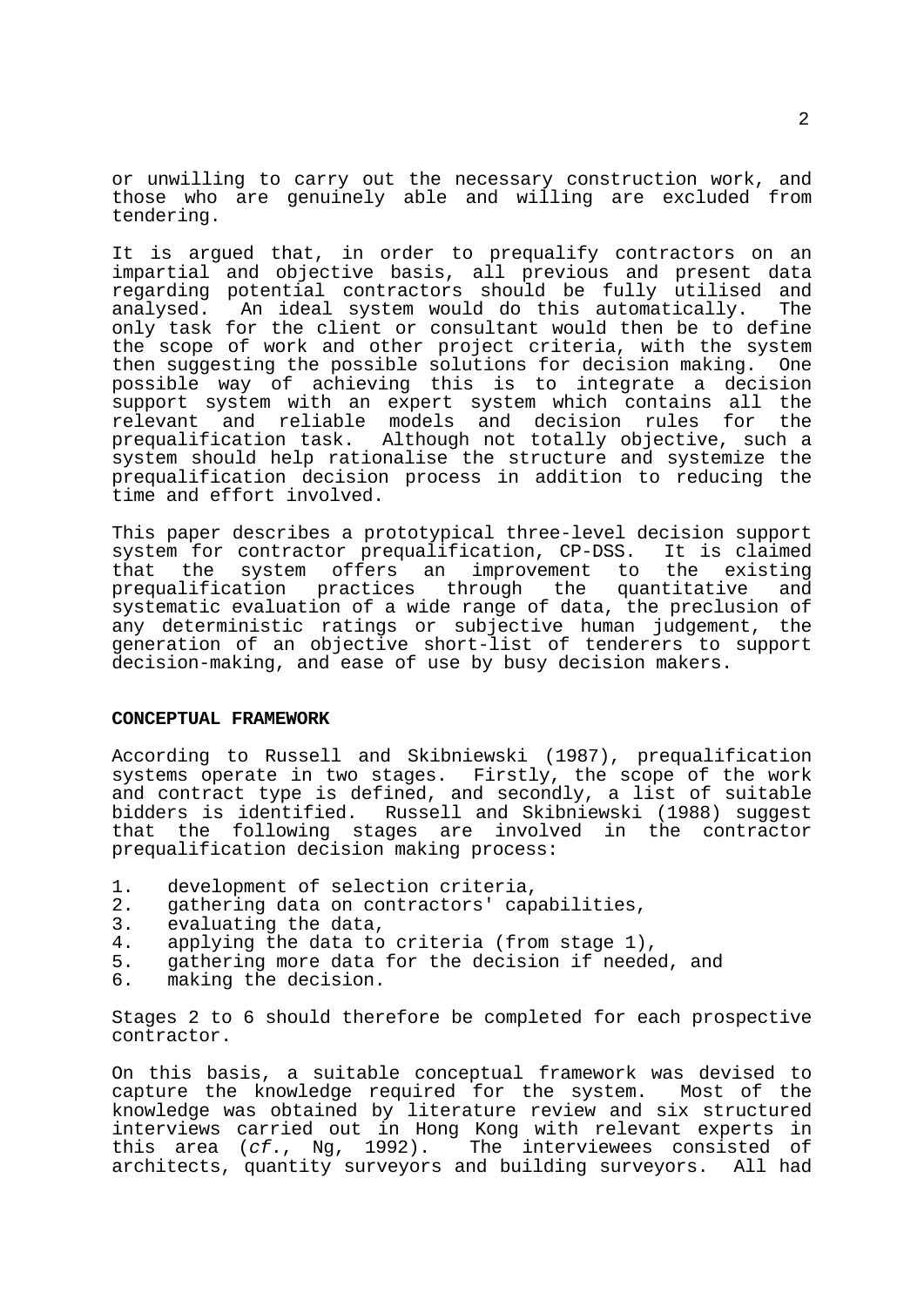or unwilling to carry out the necessary construction work, and those who are genuinely able and willing are excluded from tendering.

It is argued that, in order to prequalify contractors on an impartial and objective basis, all previous and present data regarding potential contractors should be fully utilised and analysed. An ideal system would do this automatically. The only task for the client or consultant would then be to define the scope of work and other project criteria, with the system then suggesting the possible solutions for decision making. One possible way of achieving this is to integrate a decision support system with an expert system which contains all the relevant and reliable models and decision rules for the prequalification task. Although not totally objective, such a system should help rationalise the structure and systemize the prequalification decision process in addition to reducing the time and effort involved.

This paper describes a prototypical three-level decision support system for contractor prequalification, CP-DSS. It is claimed that the system offers an improvement to the existing prequalification practices through the quantitative and systematic evaluation of a wide range of data, the preclusion of any deterministic ratings or subjective human judgement, the generation of an objective short-list of tenderers to support decision-making, and ease of use by busy decision makers.

## CONCEPTUAL FRAMEWORK

According to Russell and Skibniewski (1987), prequalification systems operate in two stages. Firstly, the scope of the work and contract type is defined, and secondly, a list of suitable bidders is identified. Russell and Skibniewski (1988) suggest that the following stages are involved in the contractor prequalification decision making process:

1. development of selection criteria,
2. gathering data on contractors' capabilities,
3. evaluating the data,
4. applying the data to criteria (from stage 1),
5. gathering more data for the decision if needed, and
6. making the decision.

Stages 2 to 6 should therefore be completed for each prospective contractor.

On this basis, a suitable conceptual framework was devised to capture the knowledge required for the system. Most of the knowledge was obtained by literature review and six structured interviews carried out in Hong Kong with relevant experts in this area (*cf*., Ng, 1992). The interviewees consisted of architects, quantity surveyors and building surveyors. All had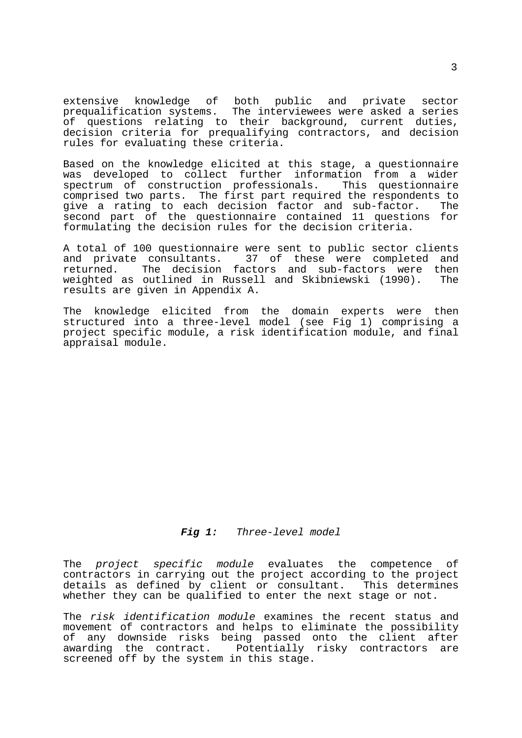extensive knowledge of both public and private sector prequalification systems. The interviewees were asked a series of questions relating to their background, current duties, decision criteria for prequalifying contractors, and decision rules for evaluating these criteria.

Based on the knowledge elicited at this stage, a questionnaire was developed to collect further information from a wider spectrum of construction professionals. This questionnaire comprised two parts. The first part required the respondents to give a rating to each decision factor and sub-factor. The second part of the questionnaire contained 11 questions for formulating the decision rules for the decision criteria.

A total of 100 questionnaire were sent to public sector clients and private consultants. 37 of these were completed and returned. The decision factors and sub-factors were then weighted as outlined in Russell and Skibniewski (1990). The results are given in Appendix A.

The knowledge elicited from the domain experts were then structured into a three-level model (see Fig 1) comprising a project specific module, a risk identification module, and final appraisal module.

***Fig 1:*** *Three-level model*

The *project specific module* evaluates the competence of contractors in carrying out the project according to the project details as defined by client or consultant. This determines whether they can be qualified to enter the next stage or not.

The *risk identification module* examines the recent status and movement of contractors and helps to eliminate the possibility of any downside risks being passed onto the client after awarding the contract. Potentially risky contractors are screened off by the system in this stage.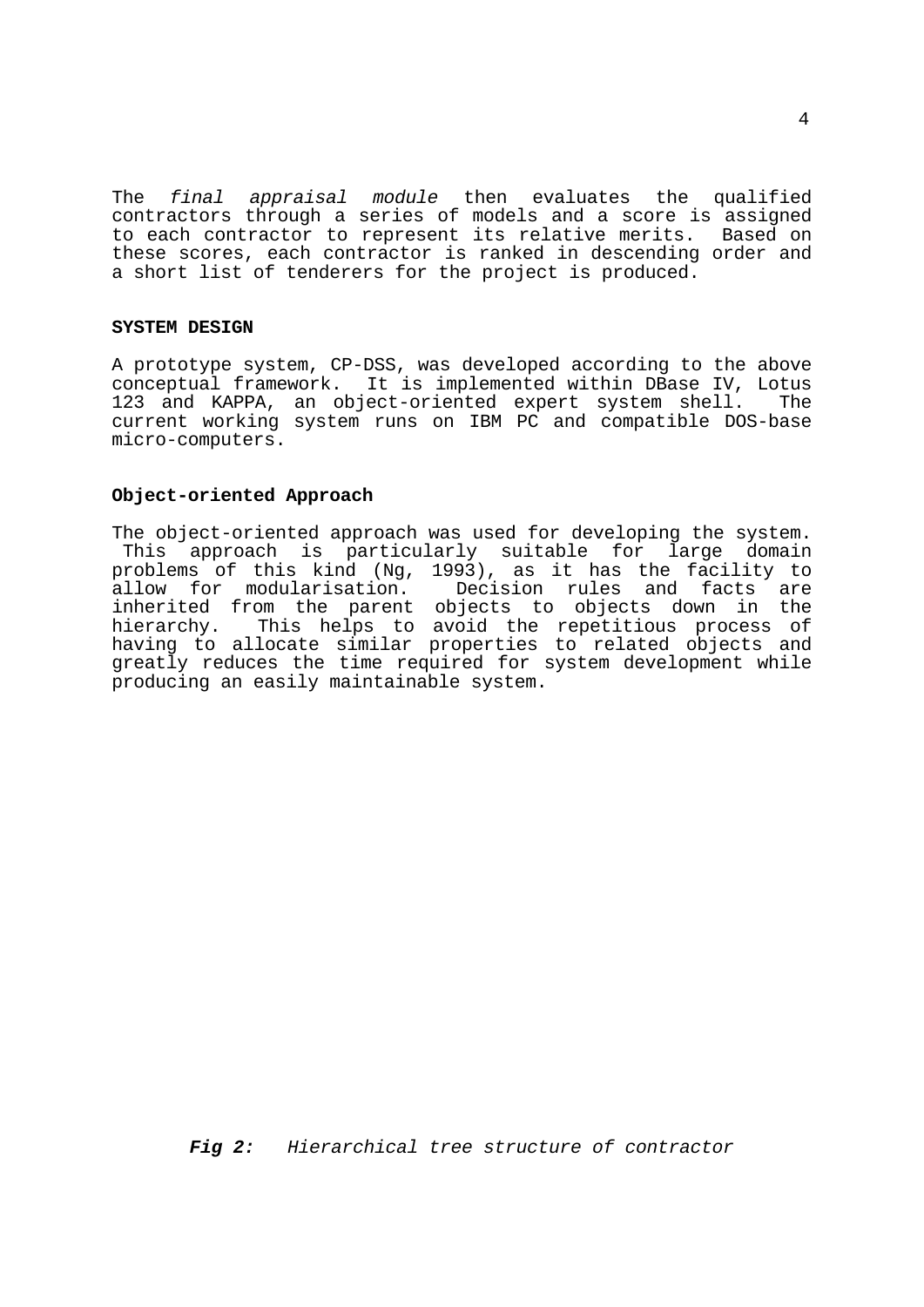The *final appraisal module* then evaluates the qualified contractors through a series of models and a score is assigned to each contractor to represent its relative merits. Based on these scores, each contractor is ranked in descending order and a short list of tenderers for the project is produced.

## SYSTEM DESIGN

A prototype system, CP-DSS, was developed according to the above conceptual framework. It is implemented within DBase IV, Lotus 123 and KAPPA, an object-oriented expert system shell. The current working system runs on IBM PC and compatible DOS-base micro-computers.

### Object-oriented Approach

The object-oriented approach was used for developing the system. This approach is particularly suitable for large domain problems of this kind (Ng, 1993), as it has the facility to allow for modularisation. Decision rules and facts are inherited from the parent objects to objects down in the hierarchy. This helps to avoid the repetitious process of having to allocate similar properties to related objects and greatly reduces the time required for system development while producing an easily maintainable system.

***Fig 2:*** *Hierarchical tree structure of contractor*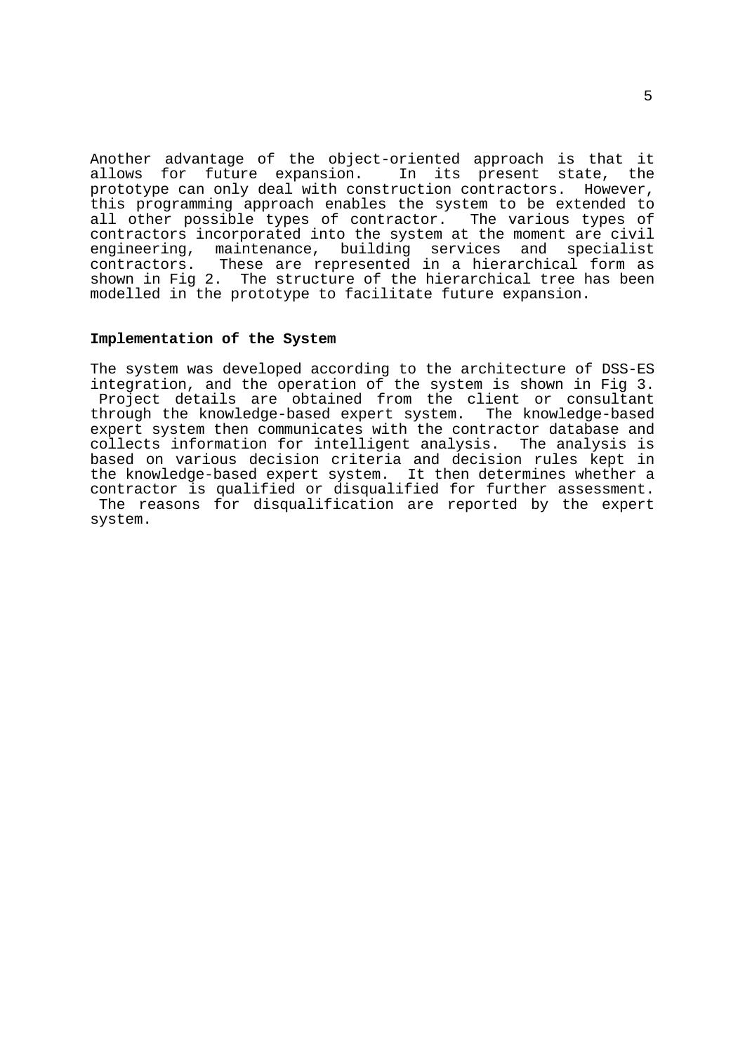Another advantage of the object-oriented approach is that it allows for future expansion. In its present state, the prototype can only deal with construction contractors. However, this programming approach enables the system to be extended to all other possible types of contractor. The various types of contractors incorporated into the system at the moment are civil engineering, maintenance, building services and specialist contractors. These are represented in a hierarchical form as shown in Fig 2. The structure of the hierarchical tree has been modelled in the prototype to facilitate future expansion.

### Implementation of the System

The system was developed according to the architecture of DSS-ES integration, and the operation of the system is shown in Fig 3. Project details are obtained from the client or consultant through the knowledge-based expert system. The knowledge-based expert system then communicates with the contractor database and collects information for intelligent analysis. The analysis is based on various decision criteria and decision rules kept in the knowledge-based expert system. It then determines whether a contractor is qualified or disqualified for further assessment. The reasons for disqualification are reported by the expert system.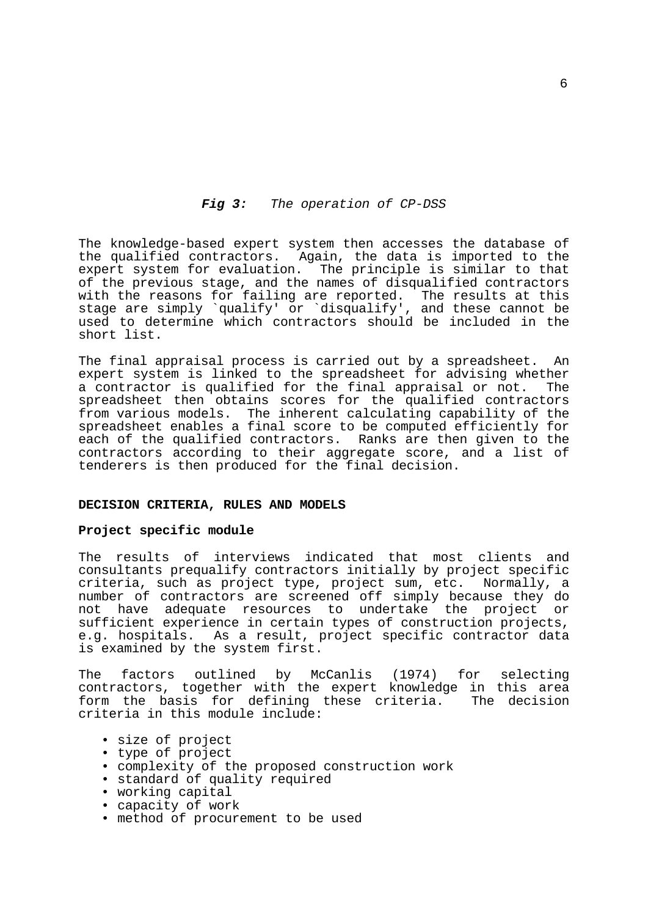***Fig 3:*** *The operation of CP-DSS*

The knowledge-based expert system then accesses the database of the qualified contractors. Again, the data is imported to the expert system for evaluation. The principle is similar to that of the previous stage, and the names of disqualified contractors with the reasons for failing are reported. The results at this stage are simply `qualify' or `disqualify', and these cannot be used to determine which contractors should be included in the short list.

The final appraisal process is carried out by a spreadsheet. An expert system is linked to the spreadsheet for advising whether a contractor is qualified for the final appraisal or not. The spreadsheet then obtains scores for the qualified contractors from various models. The inherent calculating capability of the spreadsheet enables a final score to be computed efficiently for each of the qualified contractors. Ranks are then given to the contractors according to their aggregate score, and a list of tenderers is then produced for the final decision.

## DECISION CRITERIA, RULES AND MODELS

### Project specific module

The results of interviews indicated that most clients and consultants prequalify contractors initially by project specific criteria, such as project type, project sum, etc. Normally, a number of contractors are screened off simply because they do not have adequate resources to undertake the project or sufficient experience in certain types of construction projects, e.g. hospitals. As a result, project specific contractor data is examined by the system first.

The factors outlined by McCanlis (1974) for selecting contractors, together with the expert knowledge in this area form the basis for defining these criteria. The decision criteria in this module include:

- size of project
- type of project
- complexity of the proposed construction work
- standard of quality required
- working capital
- capacity of work
- method of procurement to be used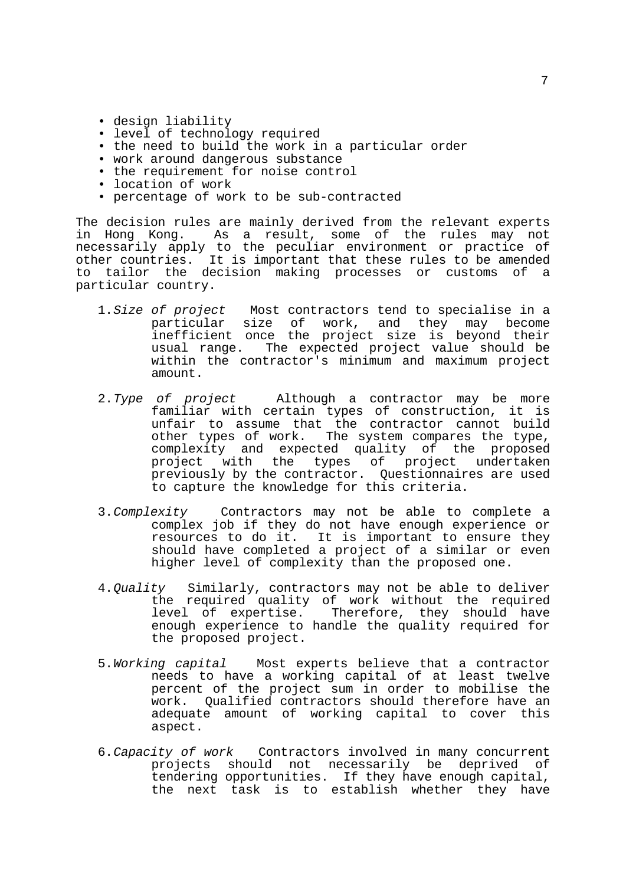- design liability
- level of technology required
- the need to build the work in a particular order
- work around dangerous substance
- the requirement for noise control
- location of work
- percentage of work to be sub-contracted

The decision rules are mainly derived from the relevant experts in Hong Kong. As a result, some of the rules may not necessarily apply to the peculiar environment or practice of other countries. It is important that these rules to be amended to tailor the decision making processes or customs of a particular country.

1. *Size of project* Most contractors tend to specialise in a particular size of work, and they may become inefficient once the project size is beyond their usual range. The expected project value should be within the contractor's minimum and maximum project amount.

2. *Type of project* Although a contractor may be more familiar with certain types of construction, it is unfair to assume that the contractor cannot build other types of work. The system compares the type, complexity and expected quality of the proposed project with the types of project undertaken previously by the contractor. Questionnaires are used to capture the knowledge for this criteria.

3. *Complexity* Contractors may not be able to complete a complex job if they do not have enough experience or resources to do it. It is important to ensure they should have completed a project of a similar or even higher level of complexity than the proposed one.

4. *Quality* Similarly, contractors may not be able to deliver the required quality of work without the required level of expertise. Therefore, they should have enough experience to handle the quality required for the proposed project.

5. *Working capital* Most experts believe that a contractor needs to have a working capital of at least twelve percent of the project sum in order to mobilise the work. Qualified contractors should therefore have an adequate amount of working capital to cover this aspect.

6. *Capacity of work* Contractors involved in many concurrent projects should not necessarily be deprived of tendering opportunities. If they have enough capital, the next task is to establish whether they have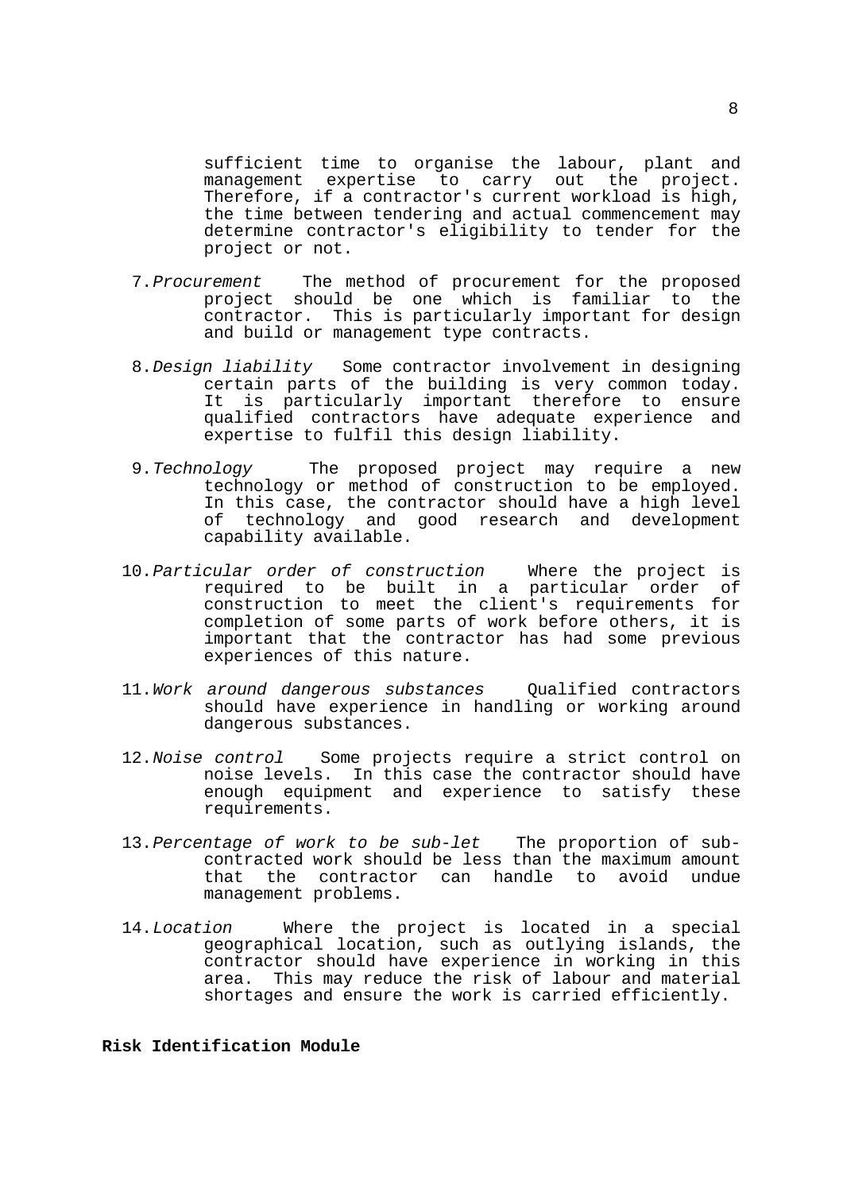sufficient time to organise the labour, plant and management expertise to carry out the project. Therefore, if a contractor's current workload is high, the time between tendering and actual commencement may determine contractor's eligibility to tender for the project or not.

7. *Procurement* The method of procurement for the proposed project should be one which is familiar to the contractor. This is particularly important for design and build or management type contracts.

8. *Design liability* Some contractor involvement in designing certain parts of the building is very common today. It is particularly important therefore to ensure qualified contractors have adequate experience and expertise to fulfil this design liability.

9. *Technology* The proposed project may require a new technology or method of construction to be employed. In this case, the contractor should have a high level of technology and good research and development capability available.

10. *Particular order of construction* Where the project is required to be built in a particular order of construction to meet the client's requirements for completion of some parts of work before others, it is important that the contractor has had some previous experiences of this nature.

11. *Work around dangerous substances* Qualified contractors should have experience in handling or working around dangerous substances.

12. *Noise control* Some projects require a strict control on noise levels. In this case the contractor should have enough equipment and experience to satisfy these requirements.

13. *Percentage of work to be sub-let* The proportion of sub-contracted work should be less than the maximum amount that the contractor can handle to avoid undue management problems.

14. *Location* Where the project is located in a special geographical location, such as outlying islands, the contractor should have experience in working in this area. This may reduce the risk of labour and material shortages and ensure the work is carried efficiently.

**Risk Identification Module**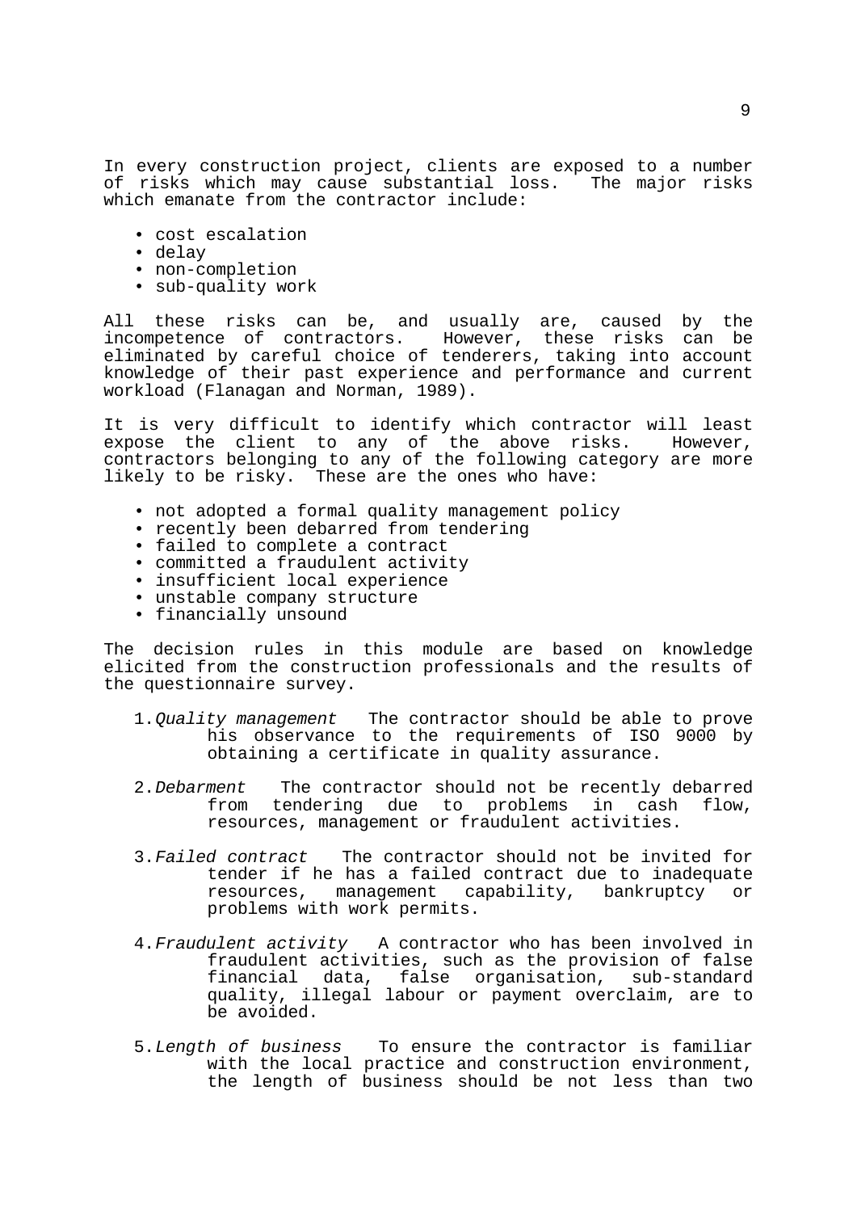In every construction project, clients are exposed to a number of risks which may cause substantial loss. The major risks which emanate from the contractor include:

- cost escalation
- delay
- non-completion
- sub-quality work

All these risks can be, and usually are, caused by the incompetence of contractors. However, these risks can be eliminated by careful choice of tenderers, taking into account knowledge of their past experience and performance and current workload (Flanagan and Norman, 1989).

It is very difficult to identify which contractor will least expose the client to any of the above risks. However, contractors belonging to any of the following category are more likely to be risky. These are the ones who have:

- not adopted a formal quality management policy
- recently been debarred from tendering
- failed to complete a contract
- committed a fraudulent activity
- insufficient local experience
- unstable company structure
- financially unsound

The decision rules in this module are based on knowledge elicited from the construction professionals and the results of the questionnaire survey.

1. *Quality management* The contractor should be able to prove his observance to the requirements of ISO 9000 by obtaining a certificate in quality assurance.

2. *Debarment* The contractor should not be recently debarred from tendering due to problems in cash flow, resources, management or fraudulent activities.

3. *Failed contract* The contractor should not be invited for tender if he has a failed contract due to inadequate resources, management capability, bankruptcy or problems with work permits.

4. *Fraudulent activity* A contractor who has been involved in fraudulent activities, such as the provision of false financial data, false organisation, sub-standard quality, illegal labour or payment overclaim, are to be avoided.

5. *Length of business* To ensure the contractor is familiar with the local practice and construction environment, the length of business should be not less than two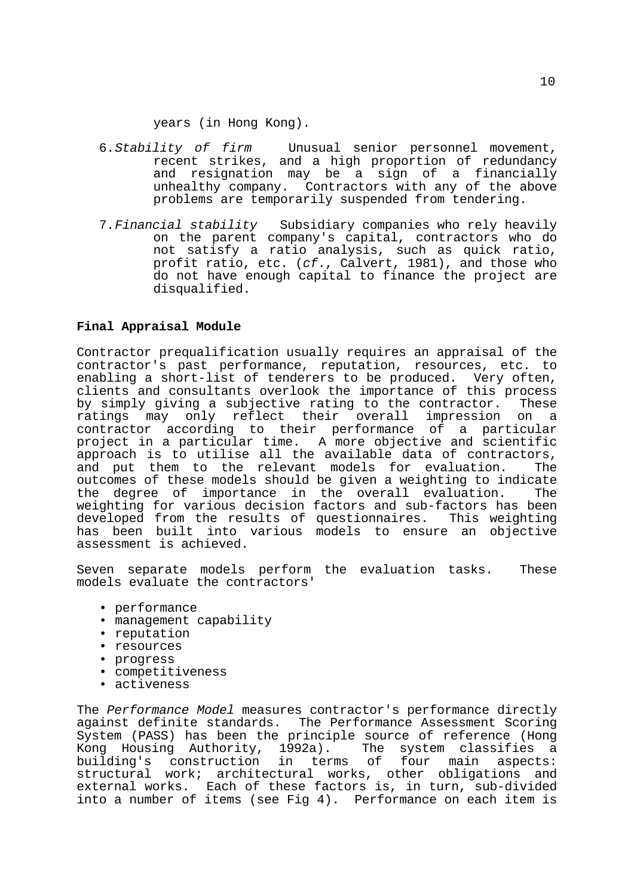years (in Hong Kong).

6. *Stability of firm* Unusual senior personnel movement, recent strikes, and a high proportion of redundancy and resignation may be a sign of a financially unhealthy company. Contractors with any of the above problems are temporarily suspended from tendering.

7. *Financial stability* Subsidiary companies who rely heavily on the parent company's capital, contractors who do not satisfy a ratio analysis, such as quick ratio, profit ratio, etc. (*cf*., Calvert, 1981), and those who do not have enough capital to finance the project are disqualified.

**Final Appraisal Module**

Contractor prequalification usually requires an appraisal of the contractor's past performance, reputation, resources, etc. to enabling a short-list of tenderers to be produced. Very often, clients and consultants overlook the importance of this process by simply giving a subjective rating to the contractor. These ratings may only reflect their overall impression on a contractor according to their performance of a particular project in a particular time. A more objective and scientific approach is to utilise all the available data of contractors, and put them to the relevant models for evaluation. The outcomes of these models should be given a weighting to indicate the degree of importance in the overall evaluation. The weighting for various decision factors and sub-factors has been developed from the results of questionnaires. This weighting has been built into various models to ensure an objective assessment is achieved.

Seven separate models perform the evaluation tasks. These models evaluate the contractors'

- performance
- management capability
- reputation
- resources
- progress
- competitiveness
- activeness

The *Performance Model* measures contractor's performance directly against definite standards. The Performance Assessment Scoring System (PASS) has been the principle source of reference (Hong Kong Housing Authority, 1992a). The system classifies a building's construction in terms of four main aspects: structural work; architectural works, other obligations and external works. Each of these factors is, in turn, sub-divided into a number of items (see Fig 4). Performance on each item is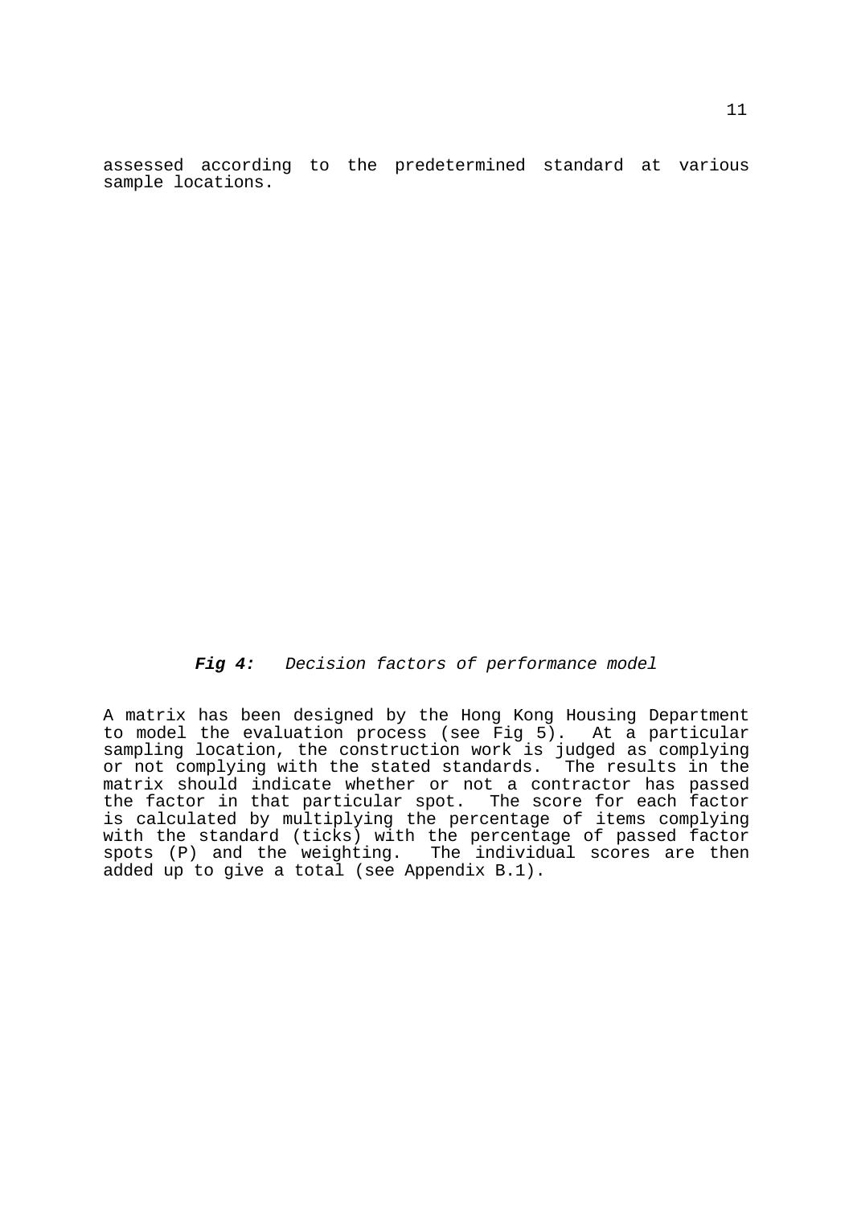assessed according to the predetermined standard at various sample locations.

***Fig 4:*** *Decision factors of performance model*

A matrix has been designed by the Hong Kong Housing Department to model the evaluation process (see Fig 5). At a particular sampling location, the construction work is judged as complying or not complying with the stated standards. The results in the matrix should indicate whether or not a contractor has passed the factor in that particular spot. The score for each factor is calculated by multiplying the percentage of items complying with the standard (ticks) with the percentage of passed factor spots (P) and the weighting. The individual scores are then added up to give a total (see Appendix B.1).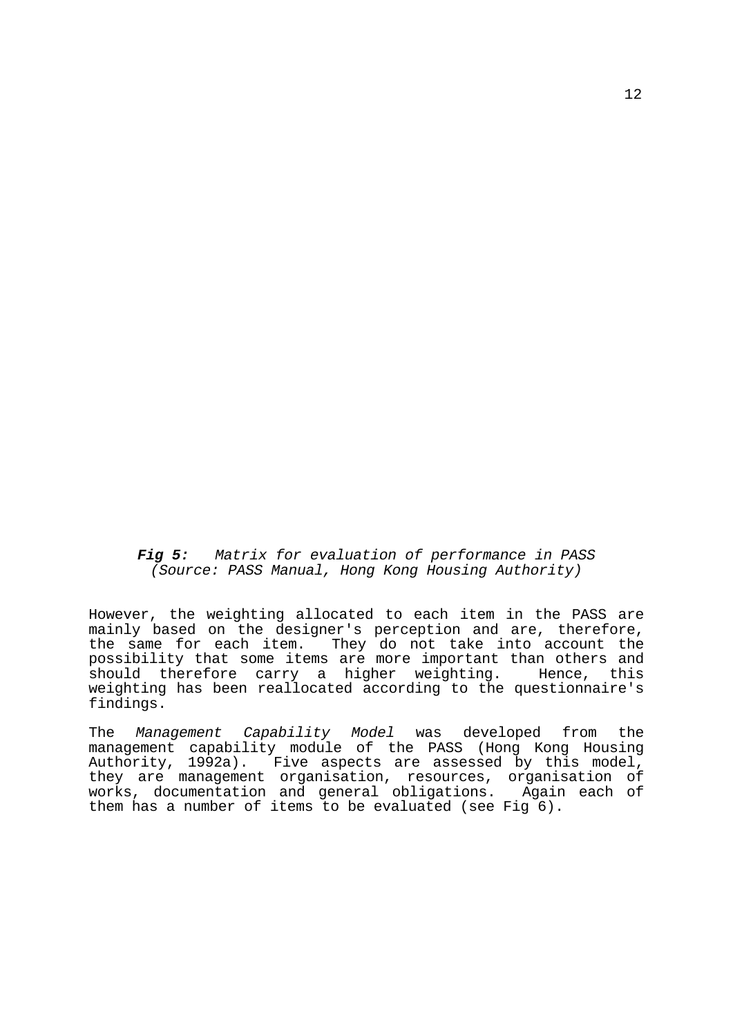***Fig 5:*** *Matrix for evaluation of performance in PASS (Source: PASS Manual, Hong Kong Housing Authority)*

However, the weighting allocated to each item in the PASS are mainly based on the designer's perception and are, therefore, the same for each item. They do not take into account the possibility that some items are more important than others and should therefore carry a higher weighting. Hence, this weighting has been reallocated according to the questionnaire's findings.

The *Management Capability Model* was developed from the management capability module of the PASS (Hong Kong Housing Authority, 1992a). Five aspects are assessed by this model, they are management organisation, resources, organisation of works, documentation and general obligations. Again each of them has a number of items to be evaluated (see Fig 6).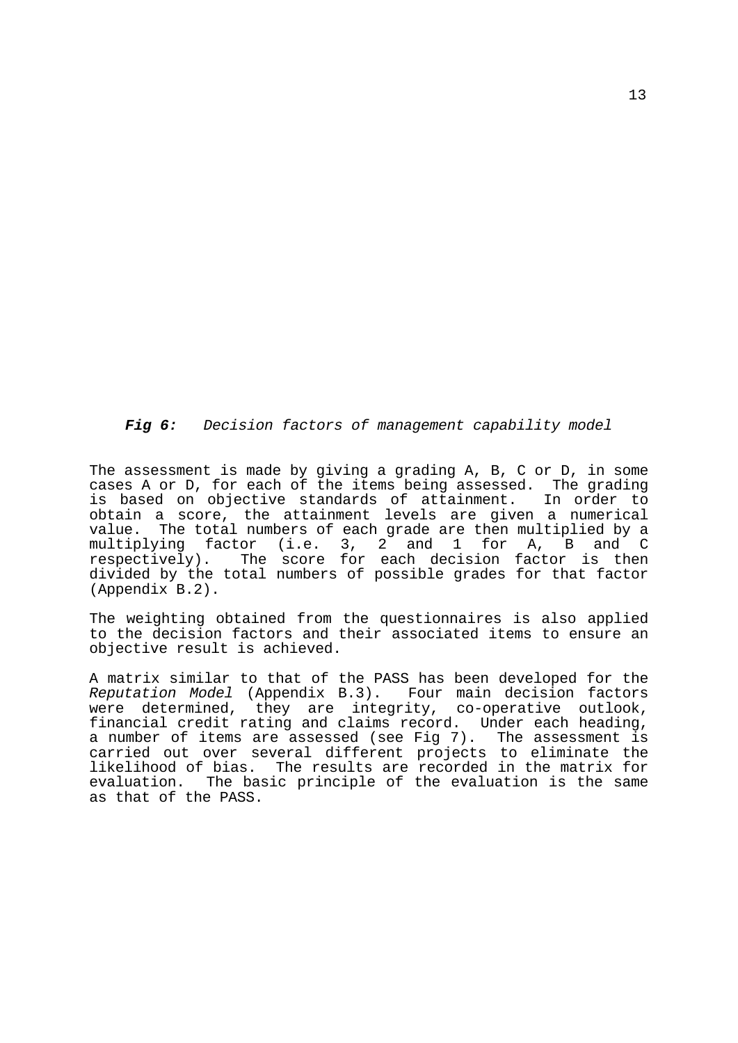***Fig 6:*** *Decision factors of management capability model*

The assessment is made by giving a grading A, B, C or D, in some cases A or D, for each of the items being assessed. The grading is based on objective standards of attainment. In order to obtain a score, the attainment levels are given a numerical value. The total numbers of each grade are then multiplied by a multiplying factor (i.e. 3, 2 and 1 for A, B and C respectively). The score for each decision factor is then divided by the total numbers of possible grades for that factor (Appendix B.2).

The weighting obtained from the questionnaires is also applied to the decision factors and their associated items to ensure an objective result is achieved.

A matrix similar to that of the PASS has been developed for the *Reputation Model* (Appendix B.3). Four main decision factors were determined, they are integrity, co-operative outlook, financial credit rating and claims record. Under each heading, a number of items are assessed (see Fig 7). The assessment is carried out over several different projects to eliminate the likelihood of bias. The results are recorded in the matrix for evaluation. The basic principle of the evaluation is the same as that of the PASS.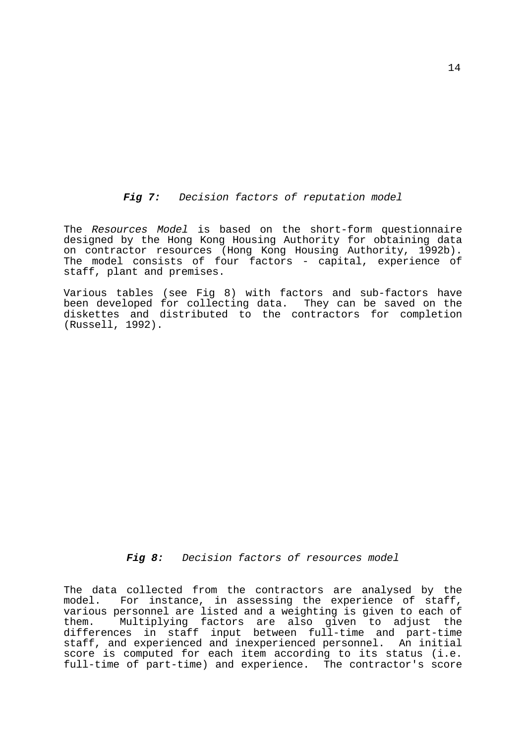***Fig 7:*** *Decision factors of reputation model*

The *Resources Model* is based on the short-form questionnaire designed by the Hong Kong Housing Authority for obtaining data on contractor resources (Hong Kong Housing Authority, 1992b). The model consists of four factors - capital, experience of staff, plant and premises.

Various tables (see Fig 8) with factors and sub-factors have been developed for collecting data. They can be saved on the diskettes and distributed to the contractors for completion (Russell, 1992).

***Fig 8:*** *Decision factors of resources model*

The data collected from the contractors are analysed by the model. For instance, in assessing the experience of staff, various personnel are listed and a weighting is given to each of them. Multiplying factors are also given to adjust the differences in staff input between full-time and part-time staff, and experienced and inexperienced personnel. An initial score is computed for each item according to its status (i.e. full-time of part-time) and experience. The contractor's score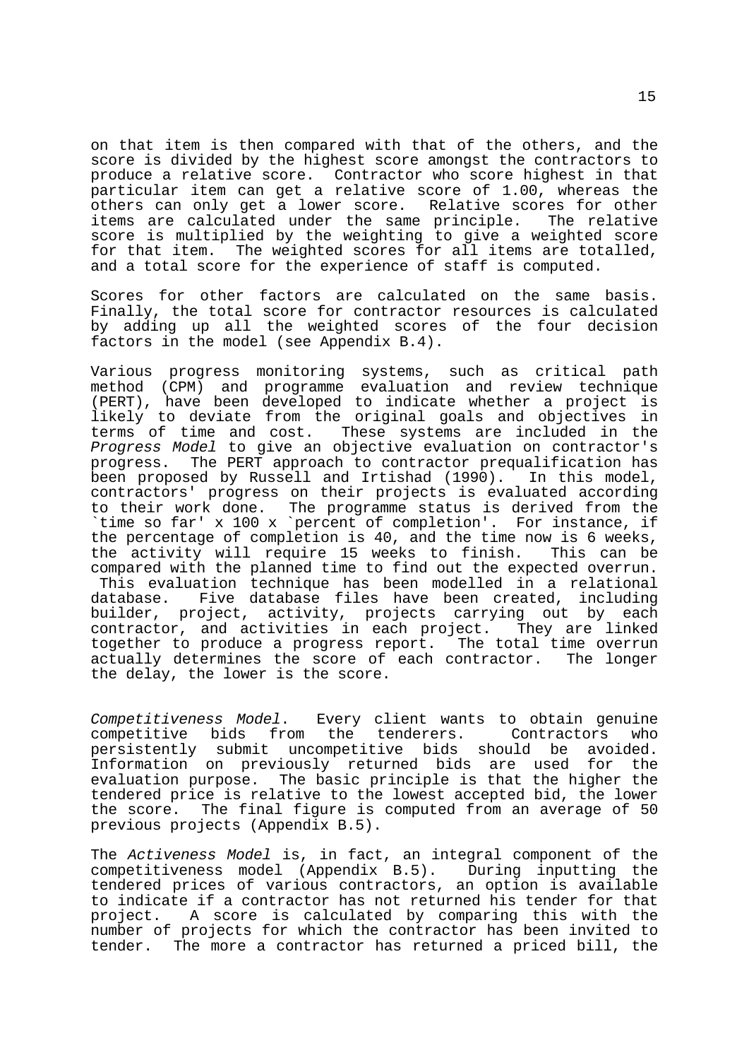on that item is then compared with that of the others, and the score is divided by the highest score amongst the contractors to produce a relative score. Contractor who score highest in that particular item can get a relative score of 1.00, whereas the others can only get a lower score. Relative scores for other items are calculated under the same principle. The relative score is multiplied by the weighting to give a weighted score for that item. The weighted scores for all items are totalled, and a total score for the experience of staff is computed.

Scores for other factors are calculated on the same basis. Finally, the total score for contractor resources is calculated by adding up all the weighted scores of the four decision factors in the model (see Appendix B.4).

Various progress monitoring systems, such as critical path method (CPM) and programme evaluation and review technique (PERT), have been developed to indicate whether a project is likely to deviate from the original goals and objectives in terms of time and cost. These systems are included in the *Progress Model* to give an objective evaluation on contractor's progress. The PERT approach to contractor prequalification has been proposed by Russell and Irtishad (1990). In this model, contractors' progress on their projects is evaluated according to their work done. The programme status is derived from the `time so far' x 100 x `percent of completion'. For instance, if the percentage of completion is 40, and the time now is 6 weeks, the activity will require 15 weeks to finish. This can be compared with the planned time to find out the expected overrun. This evaluation technique has been modelled in a relational database. Five database files have been created, including builder, project, activity, projects carrying out by each contractor, and activities in each project. They are linked together to produce a progress report. The total time overrun actually determines the score of each contractor. The longer the delay, the lower is the score.

*Competitiveness Model.* Every client wants to obtain genuine competitive bids from the tenderers. Contractors who persistently submit uncompetitive bids should be avoided. Information on previously returned bids are used for the evaluation purpose. The basic principle is that the higher the tendered price is relative to the lowest accepted bid, the lower the score. The final figure is computed from an average of 50 previous projects (Appendix B.5).

The *Activeness Model* is, in fact, an integral component of the competitiveness model (Appendix B.5). During inputting the tendered prices of various contractors, an option is available to indicate if a contractor has not returned his tender for that project. A score is calculated by comparing this with the number of projects for which the contractor has been invited to tender. The more a contractor has returned a priced bill, the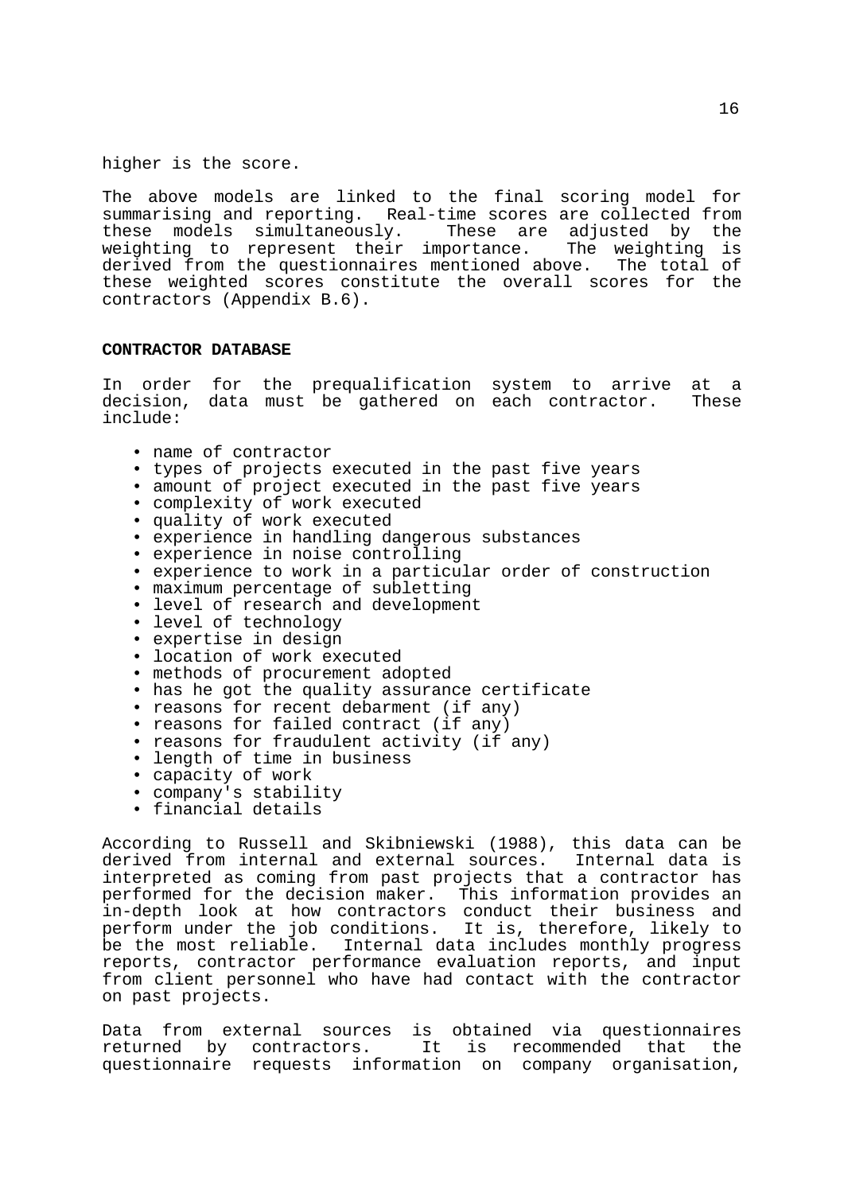higher is the score.

The above models are linked to the final scoring model for summarising and reporting. Real-time scores are collected from these models simultaneously. These are adjusted by the weighting to represent their importance. The weighting is derived from the questionnaires mentioned above. The total of these weighted scores constitute the overall scores for the contractors (Appendix B.6).

**CONTRACTOR DATABASE**

In order for the prequalification system to arrive at a decision, data must be gathered on each contractor. These include:

- name of contractor
- types of projects executed in the past five years
- amount of project executed in the past five years
- complexity of work executed
- quality of work executed
- experience in handling dangerous substances
- experience in noise controlling
- experience to work in a particular order of construction
- maximum percentage of subletting
- level of research and development
- level of technology
- expertise in design
- location of work executed
- methods of procurement adopted
- has he got the quality assurance certificate
- reasons for recent debarment (if any)
- reasons for failed contract (if any)
- reasons for fraudulent activity (if any)
- length of time in business
- capacity of work
- company's stability
- financial details

According to Russell and Skibniewski (1988), this data can be derived from internal and external sources. Internal data is interpreted as coming from past projects that a contractor has performed for the decision maker. This information provides an in-depth look at how contractors conduct their business and perform under the job conditions. It is, therefore, likely to be the most reliable. Internal data includes monthly progress reports, contractor performance evaluation reports, and input from client personnel who have had contact with the contractor on past projects.

Data from external sources is obtained via questionnaires returned by contractors. It is recommended that the questionnaire requests information on company organisation,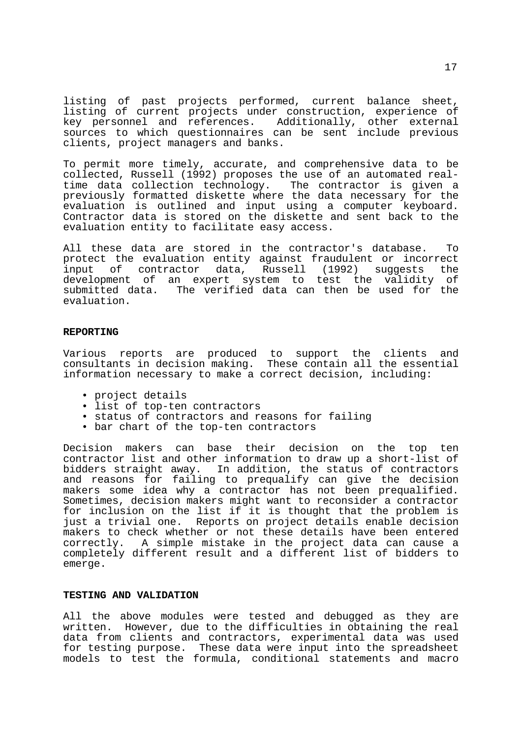listing of past projects performed, current balance sheet, listing of current projects under construction, experience of key personnel and references. Additionally, other external sources to which questionnaires can be sent include previous clients, project managers and banks.

To permit more timely, accurate, and comprehensive data to be collected, Russell (1992) proposes the use of an automated real-time data collection technology. The contractor is given a previously formatted diskette where the data necessary for the evaluation is outlined and input using a computer keyboard. Contractor data is stored on the diskette and sent back to the evaluation entity to facilitate easy access.

All these data are stored in the contractor's database. To protect the evaluation entity against fraudulent or incorrect input of contractor data, Russell (1992) suggests the development of an expert system to test the validity of submitted data. The verified data can then be used for the evaluation.

**REPORTING**

Various reports are produced to support the clients and consultants in decision making. These contain all the essential information necessary to make a correct decision, including:

- project details
- list of top-ten contractors
- status of contractors and reasons for failing
- bar chart of the top-ten contractors

Decision makers can base their decision on the top ten contractor list and other information to draw up a short-list of bidders straight away. In addition, the status of contractors and reasons for failing to prequalify can give the decision makers some idea why a contractor has not been prequalified. Sometimes, decision makers might want to reconsider a contractor for inclusion on the list if it is thought that the problem is just a trivial one. Reports on project details enable decision makers to check whether or not these details have been entered correctly. A simple mistake in the project data can cause a completely different result and a different list of bidders to emerge.

**TESTING AND VALIDATION**

All the above modules were tested and debugged as they are written. However, due to the difficulties in obtaining the real data from clients and contractors, experimental data was used for testing purpose. These data were input into the spreadsheet models to test the formula, conditional statements and macro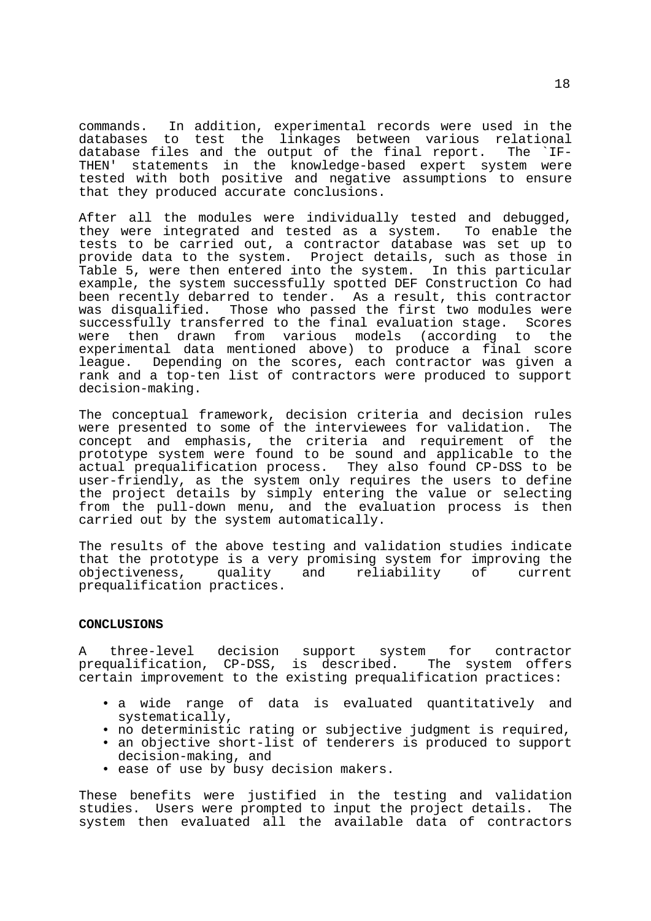commands. In addition, experimental records were used in the databases to test the linkages between various relational database files and the output of the final report. The `IF-THEN' statements in the knowledge-based expert system were tested with both positive and negative assumptions to ensure that they produced accurate conclusions.

After all the modules were individually tested and debugged, they were integrated and tested as a system. To enable the tests to be carried out, a contractor database was set up to provide data to the system. Project details, such as those in Table 5, were then entered into the system. In this particular example, the system successfully spotted DEF Construction Co had been recently debarred to tender. As a result, this contractor was disqualified. Those who passed the first two modules were successfully transferred to the final evaluation stage. Scores were then drawn from various models (according to the experimental data mentioned above) to produce a final score league. Depending on the scores, each contractor was given a rank and a top-ten list of contractors were produced to support decision-making.

The conceptual framework, decision criteria and decision rules were presented to some of the interviewees for validation. The concept and emphasis, the criteria and requirement of the prototype system were found to be sound and applicable to the actual prequalification process. They also found CP-DSS to be user-friendly, as the system only requires the users to define the project details by simply entering the value or selecting from the pull-down menu, and the evaluation process is then carried out by the system automatically.

The results of the above testing and validation studies indicate that the prototype is a very promising system for improving the objectiveness, quality and reliability of current prequalification practices.

## CONCLUSIONS

A three-level decision support system for contractor prequalification, CP-DSS, is described. The system offers certain improvement to the existing prequalification practices:

- a wide range of data is evaluated quantitatively and systematically,
- no deterministic rating or subjective judgment is required,
- an objective short-list of tenderers is produced to support decision-making, and
- ease of use by busy decision makers.

These benefits were justified in the testing and validation studies. Users were prompted to input the project details. The system then evaluated all the available data of contractors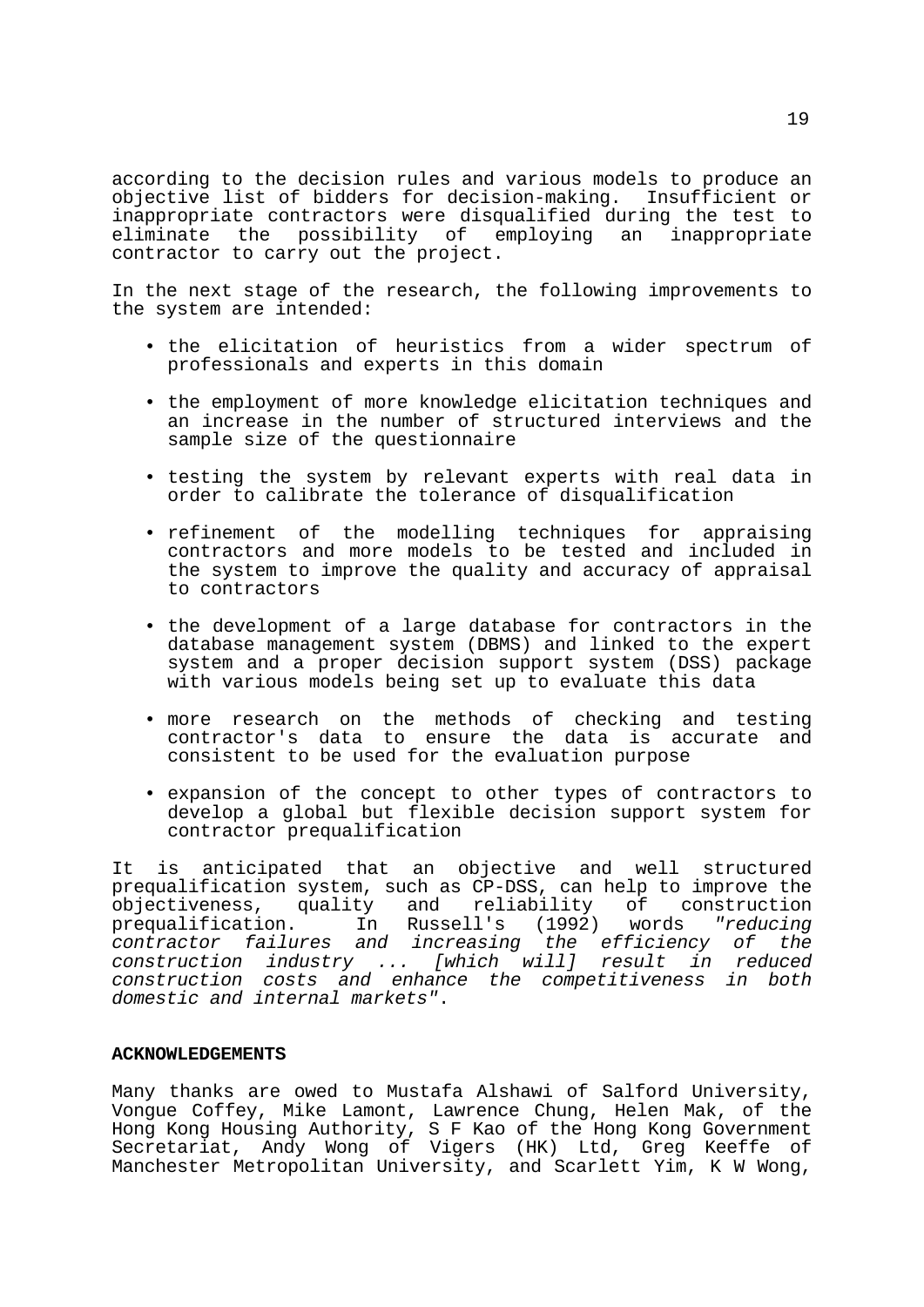according to the decision rules and various models to produce an objective list of bidders for decision-making. Insufficient or inappropriate contractors were disqualified during the test to eliminate the possibility of employing an inappropriate contractor to carry out the project.

In the next stage of the research, the following improvements to the system are intended:

- the elicitation of heuristics from a wider spectrum of professionals and experts in this domain
- the employment of more knowledge elicitation techniques and an increase in the number of structured interviews and the sample size of the questionnaire
- testing the system by relevant experts with real data in order to calibrate the tolerance of disqualification
- refinement of the modelling techniques for appraising contractors and more models to be tested and included in the system to improve the quality and accuracy of appraisal to contractors
- the development of a large database for contractors in the database management system (DBMS) and linked to the expert system and a proper decision support system (DSS) package with various models being set up to evaluate this data
- more research on the methods of checking and testing contractor's data to ensure the data is accurate and consistent to be used for the evaluation purpose
- expansion of the concept to other types of contractors to develop a global but flexible decision support system for contractor prequalification

It is anticipated that an objective and well structured prequalification system, such as CP-DSS, can help to improve the objectiveness, quality and reliability of construction prequalification. In Russell's (1992) words *"reducing contractor failures and increasing the efficiency of the construction industry ... [which will] result in reduced construction costs and enhance the competitiveness in both domestic and internal markets"*.

**ACKNOWLEDGEMENTS**

Many thanks are owed to Mustafa Alshawi of Salford University, Vongue Coffey, Mike Lamont, Lawrence Chung, Helen Mak, of the Hong Kong Housing Authority, S F Kao of the Hong Kong Government Secretariat, Andy Wong of Vigers (HK) Ltd, Greg Keeffe of Manchester Metropolitan University, and Scarlett Yim, K W Wong,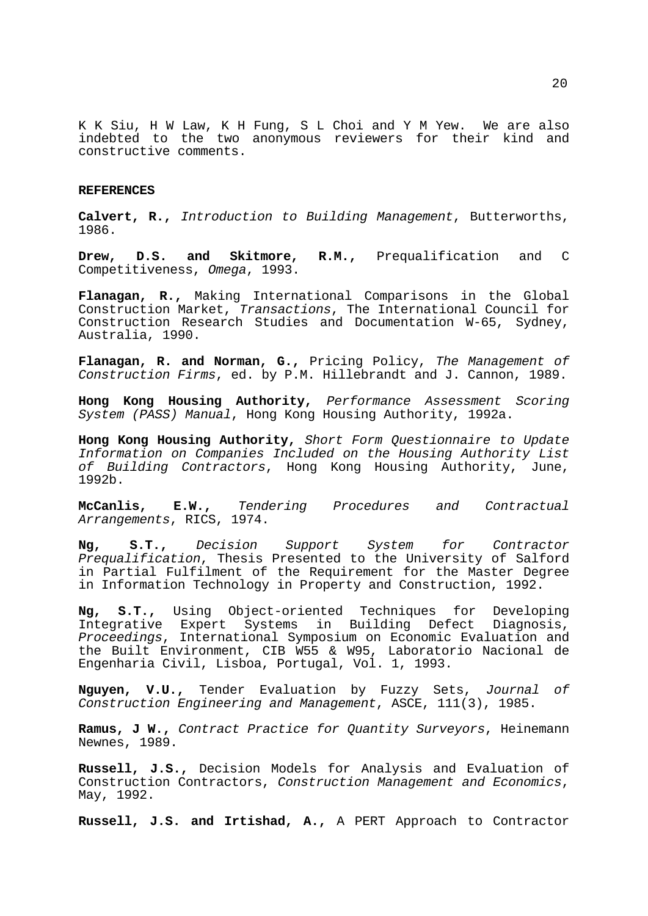K K Siu, H W Law, K H Fung, S L Choi and Y M Yew. We are also indebted to the two anonymous reviewers for their kind and constructive comments.

**REFERENCES**

**Calvert, R.,** *Introduction to Building Management*, Butterworths, 1986.

**Drew, D.S. and Skitmore, R.M.,** Prequalification and C Competitiveness, *Omega*, 1993.

**Flanagan, R.,** Making International Comparisons in the Global Construction Market, *Transactions*, The International Council for Construction Research Studies and Documentation W-65, Sydney, Australia, 1990.

**Flanagan, R. and Norman, G.,** Pricing Policy, *The Management of Construction Firms*, ed. by P.M. Hillebrandt and J. Cannon, 1989.

**Hong Kong Housing Authority,** *Performance Assessment Scoring System (PASS) Manual*, Hong Kong Housing Authority, 1992a.

**Hong Kong Housing Authority,** *Short Form Questionnaire to Update Information on Companies Included on the Housing Authority List of Building Contractors*, Hong Kong Housing Authority, June, 1992b.

**McCanlis, E.W.,** *Tendering Procedures and Contractual Arrangements*, RICS, 1974.

**Ng, S.T.,** *Decision Support System for Contractor Prequalification*, Thesis Presented to the University of Salford in Partial Fulfilment of the Requirement for the Master Degree in Information Technology in Property and Construction, 1992.

**Ng, S.T.,** Using Object-oriented Techniques for Developing Integrative Expert Systems in Building Defect Diagnosis, *Proceedings*, International Symposium on Economic Evaluation and the Built Environment, CIB W55 & W95, Laboratorio Nacional de Engenharia Civil, Lisboa, Portugal, Vol. 1, 1993.

**Nguyen, V.U.,** Tender Evaluation by Fuzzy Sets, *Journal of Construction Engineering and Management*, ASCE, 111(3), 1985.

**Ramus, J W.,** *Contract Practice for Quantity Surveyors*, Heinemann Newnes, 1989.

**Russell, J.S.,** Decision Models for Analysis and Evaluation of Construction Contractors, *Construction Management and Economics*, May, 1992.

**Russell, J.S. and Irtishad, A.,** A PERT Approach to Contractor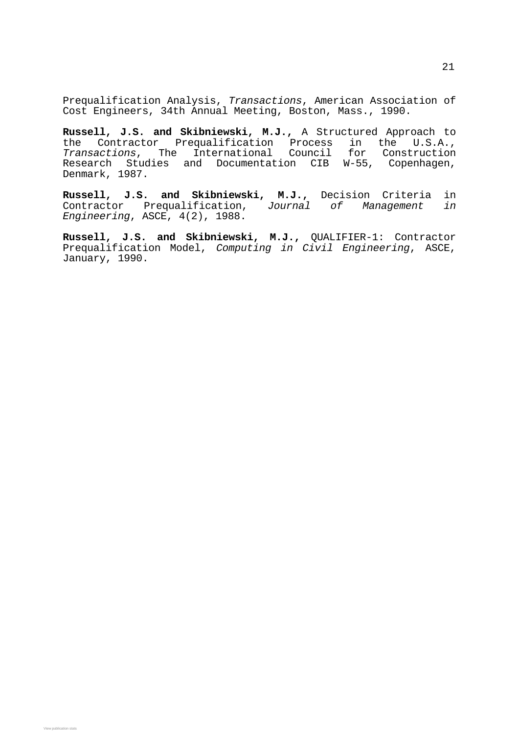Prequalification Analysis, *Transactions*, American Association of Cost Engineers, 34th Annual Meeting, Boston, Mass., 1990.

**Russell, J.S. and Skibniewski, M.J.,** A Structured Approach to the Contractor Prequalification Process in the U.S.A., *Transactions*, The International Council for Construction Research Studies and Documentation CIB W-55, Copenhagen, Denmark, 1987.

**Russell, J.S. and Skibniewski, M.J.,** Decision Criteria in Contractor Prequalification, *Journal of Management in Engineering*, ASCE, 4(2), 1988.

**Russell, J.S. and Skibniewski, M.J.,** QUALIFIER-1: Contractor Prequalification Model, *Computing in Civil Engineering*, ASCE, January, 1990.